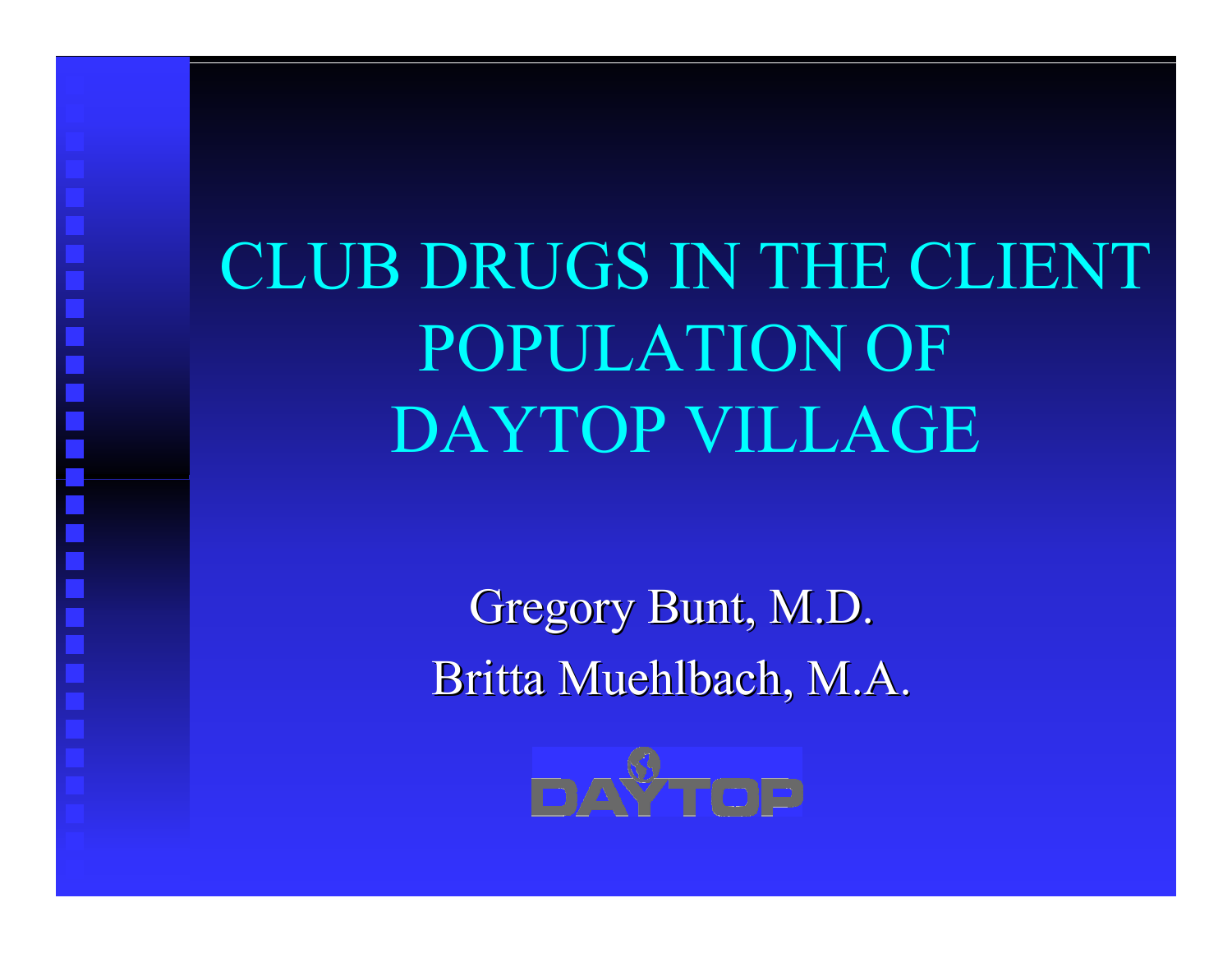# CLUB DRUGS IN THE CLIENT POPULATION OF DAYTOP VILLAGE

Gregory Bunt, M.D.

Britta Muehlbach, M.A.

DAYTOP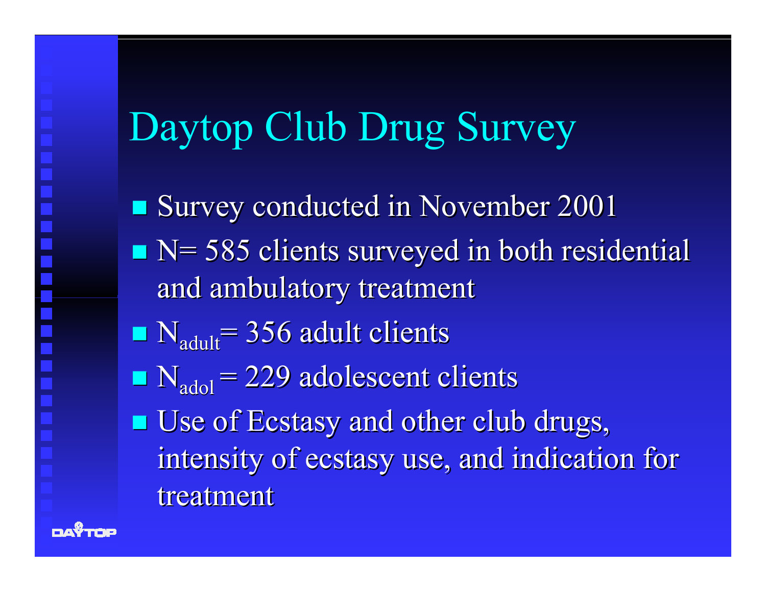# Daytop Club Drug Survey

- Survey conducted in November 2001
- N= 585 clients surveyed in both residential and ambulatory treatment
- $N_{adult}$= 356 adult clients
- $N_{adol}$ = 229 adolescent clients
- Use of Ecstasy and other club drugs, intensity of ecstasy use, and indication for treatment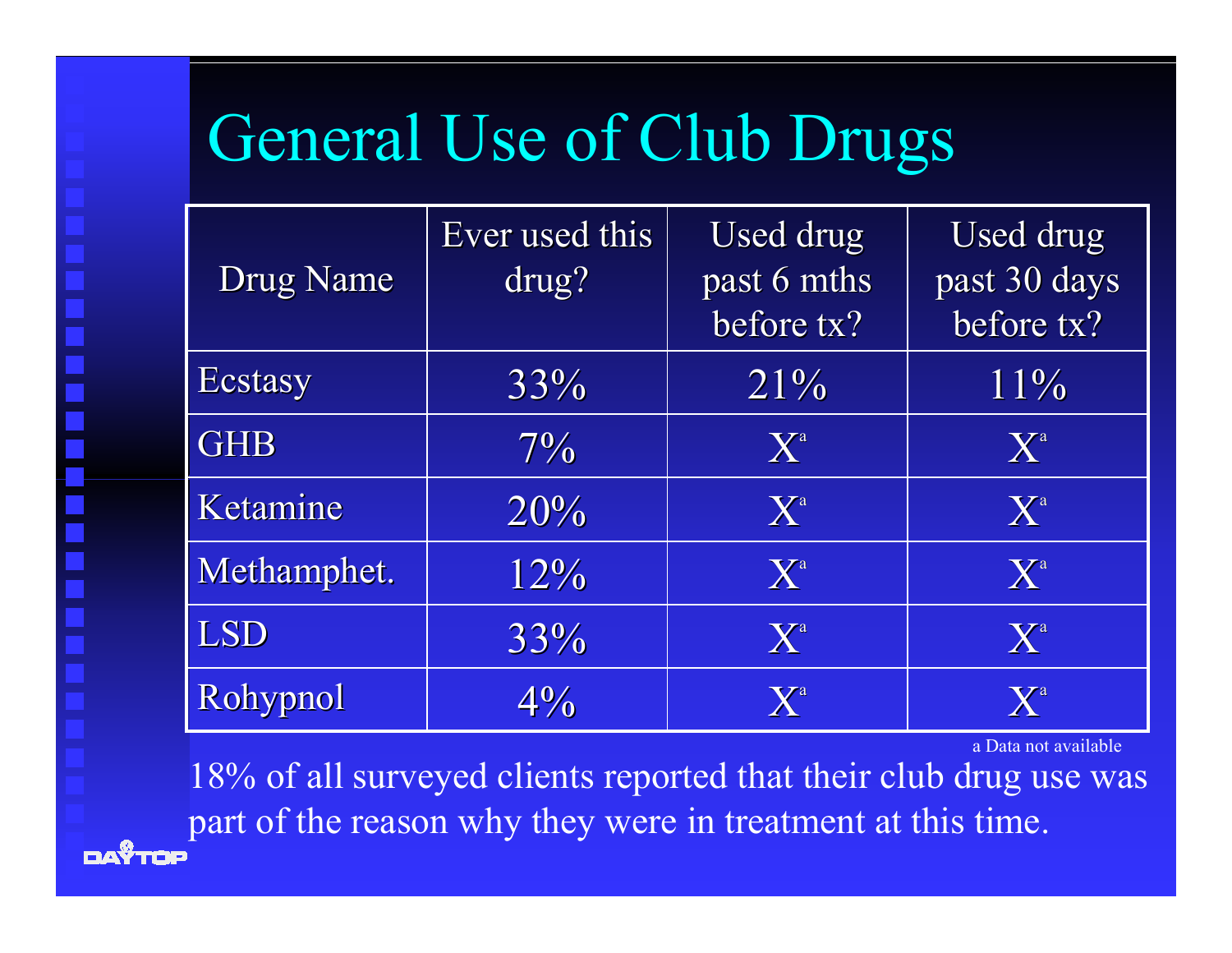# General Use of Club Drugs

| Drug Name | Ever used this drug? | Used drug past 6 mths before tx? | Used drug past 30 days before tx? |
|---|---|---|---|
| Ecstasy | 33% | 21% | 11% |
| GHB | 7% | X[a] | X[a] |
| Ketamine | 20% | X[a] | X[a] |
| Methamphet. | 12% | X[a] | X[a] |
| LSD | 33% | X[a] | X[a] |
| Rohypnol | 4% | X[a] | X[a] |

a Data not available

18% of all surveyed clients reported that their club drug use was part of the reason why they were in treatment at this time.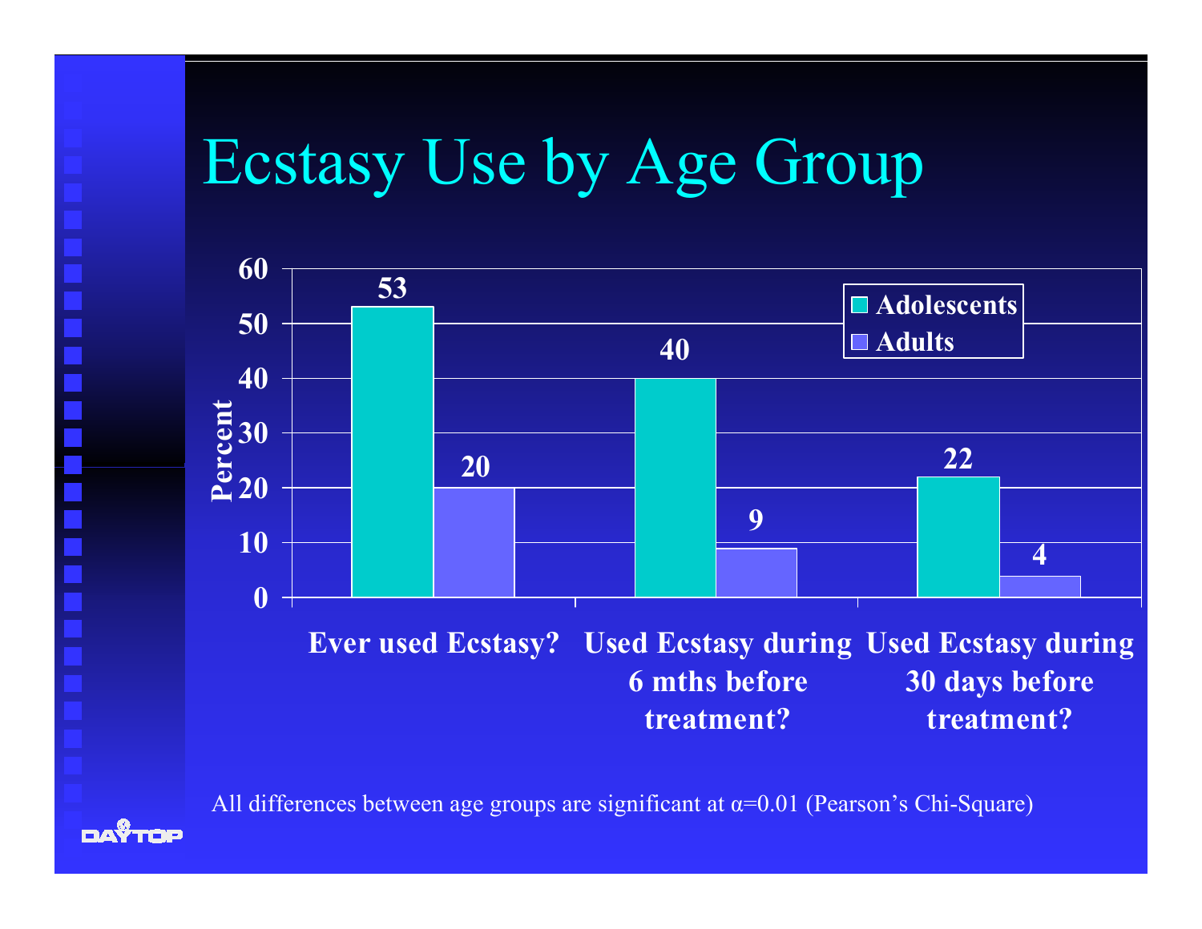# Ecstasy Use by Age Group

| | Adolescents | Adults |
|---|---|---|
| Ever used Ecstasy? | 53 | 20 |
| Used Ecstasy during 6 mths before treatment? | 40 | 9 |
| Used Ecstasy during 30 days before treatment? | 22 | 4 |

Percent

All differences between age groups are significant at $\alpha=0.01$ (Pearson's Chi-Square)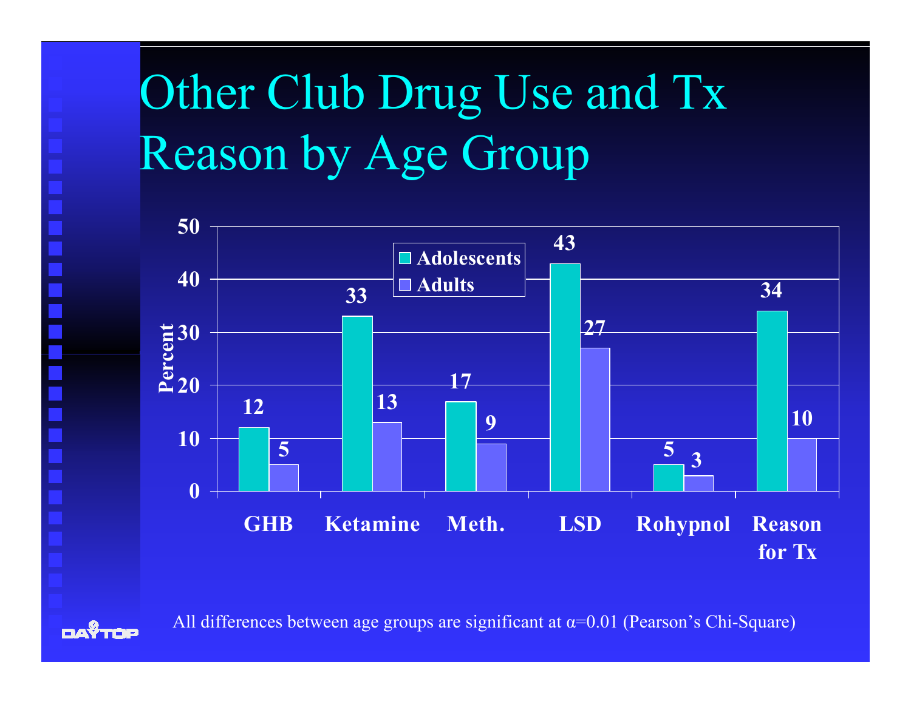# Other Club Drug Use and Tx Reason by Age Group

| | GHB | Ketamine | Meth. | LSD | Rohypnol | Reason for Tx |
|---|---|---|---|---|---|---|
| Adolescents | 12 | 33 | 17 | 43 | 5 | 34 |
| Adults | 5 | 13 | 9 | 27 | 3 | 10 |

Percent

All differences between age groups are significant at α=0.01 (Pearson's Chi-Square)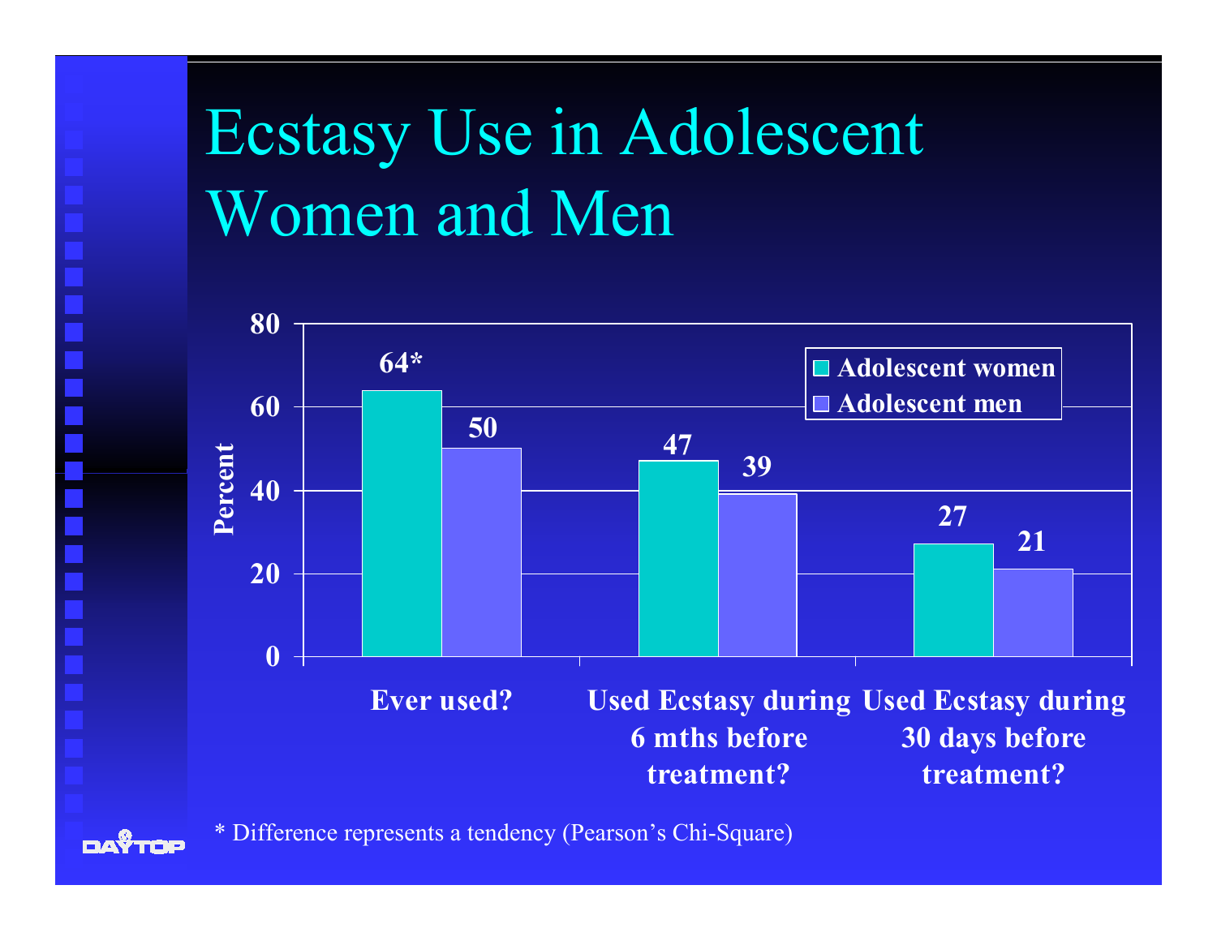# Ecstasy Use in Adolescent Women and Men

| | Adolescent women | Adolescent men |
|---|---|---|
| Ever used? | 64* | 50 |
| Used Ecstasy during 6 mths before treatment? | 47 | 39 |
| Used Ecstasy during 30 days before treatment? | 27 | 21 |

Percent

* Difference represents a tendency (Pearson's Chi-Square)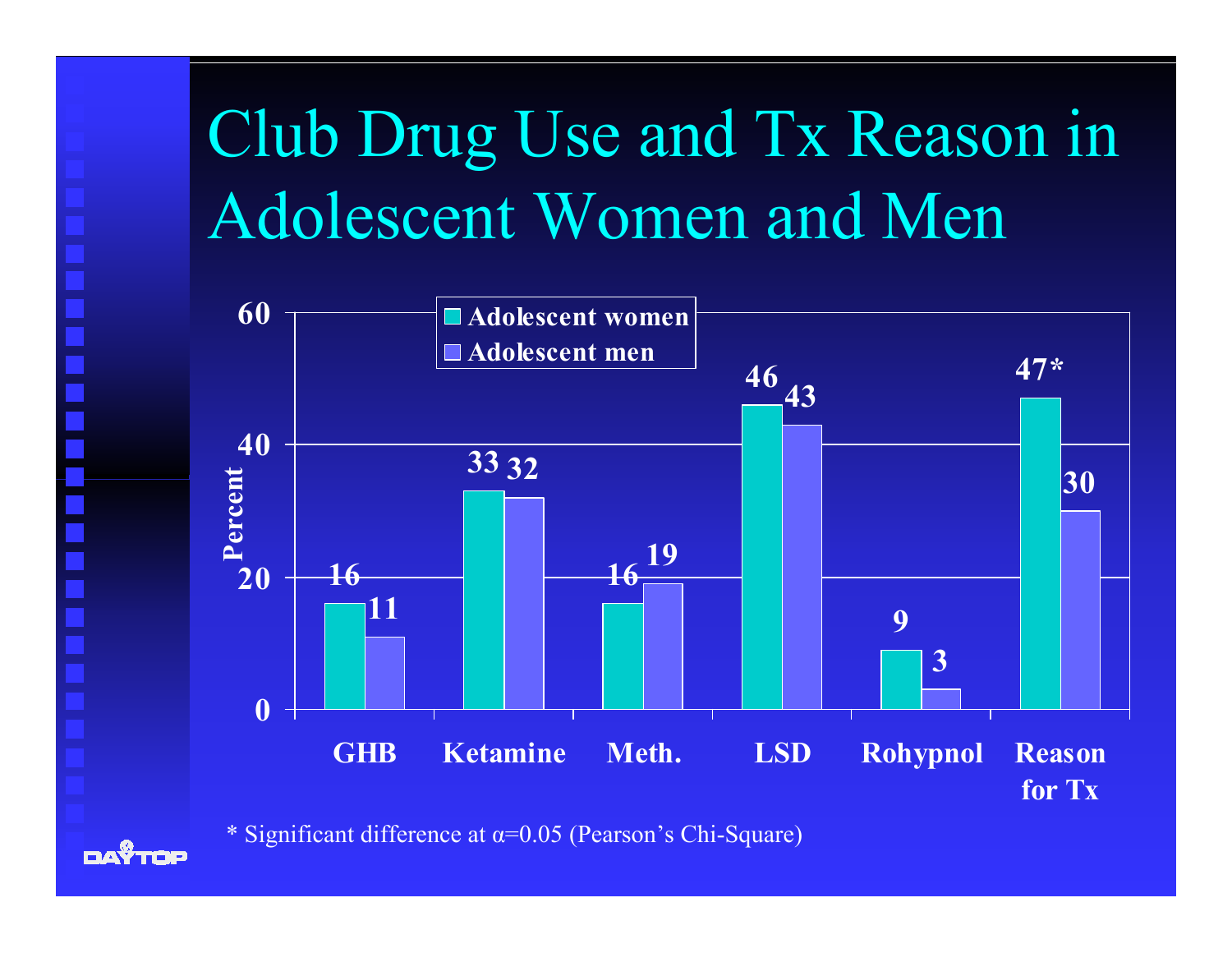# Club Drug Use and Tx Reason in Adolescent Women and Men

| | GHB | Ketamine | Meth. | LSD | Rohypnol | Reason for Tx |
|---|---|---|---|---|---|---|
| Adolescent women | 16 | 33 | 16 | 46 | 9 | 47* |
| Adolescent men | 11 | 32 | 19 | 43 | 3 | 30 |

Percent

* Significant difference at α=0.05 (Pearson's Chi-Square)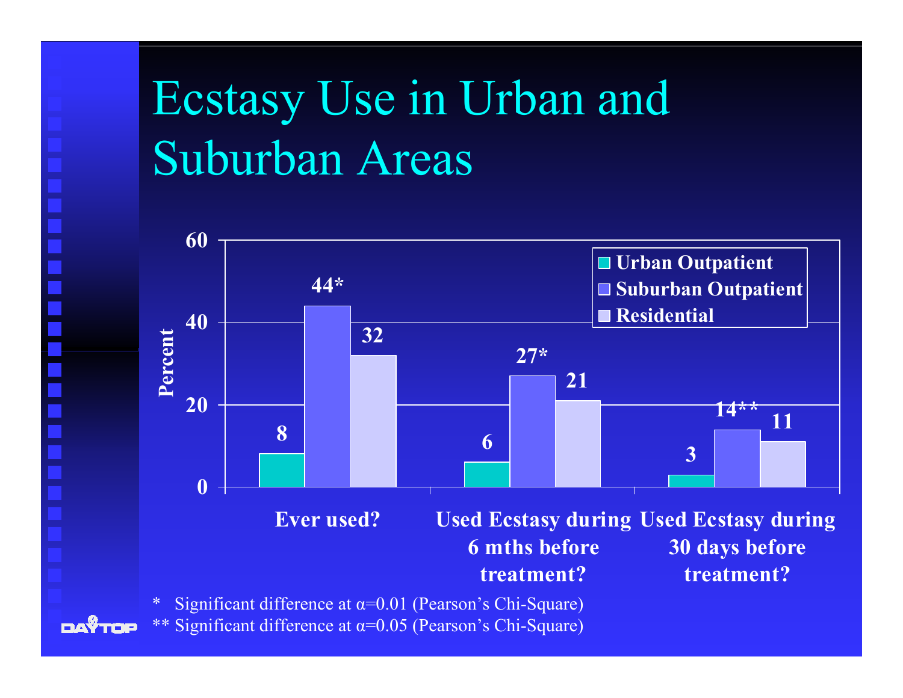# Ecstasy Use in Urban and Suburban Areas

| | Urban Outpatient | Suburban Outpatient | Residential |
|---|---|---|---|
| Ever used? | 8 | 44* | 32 |
| Used Ecstasy during 6 mths before treatment? | 6 | 27* | 21 |
| Used Ecstasy during 30 days before treatment? | 3 | 14** | 11 |

Percent

\* Significant difference at α=0.01 (Pearson's Chi-Square)

\** Significant difference at α=0.05 (Pearson's Chi-Square)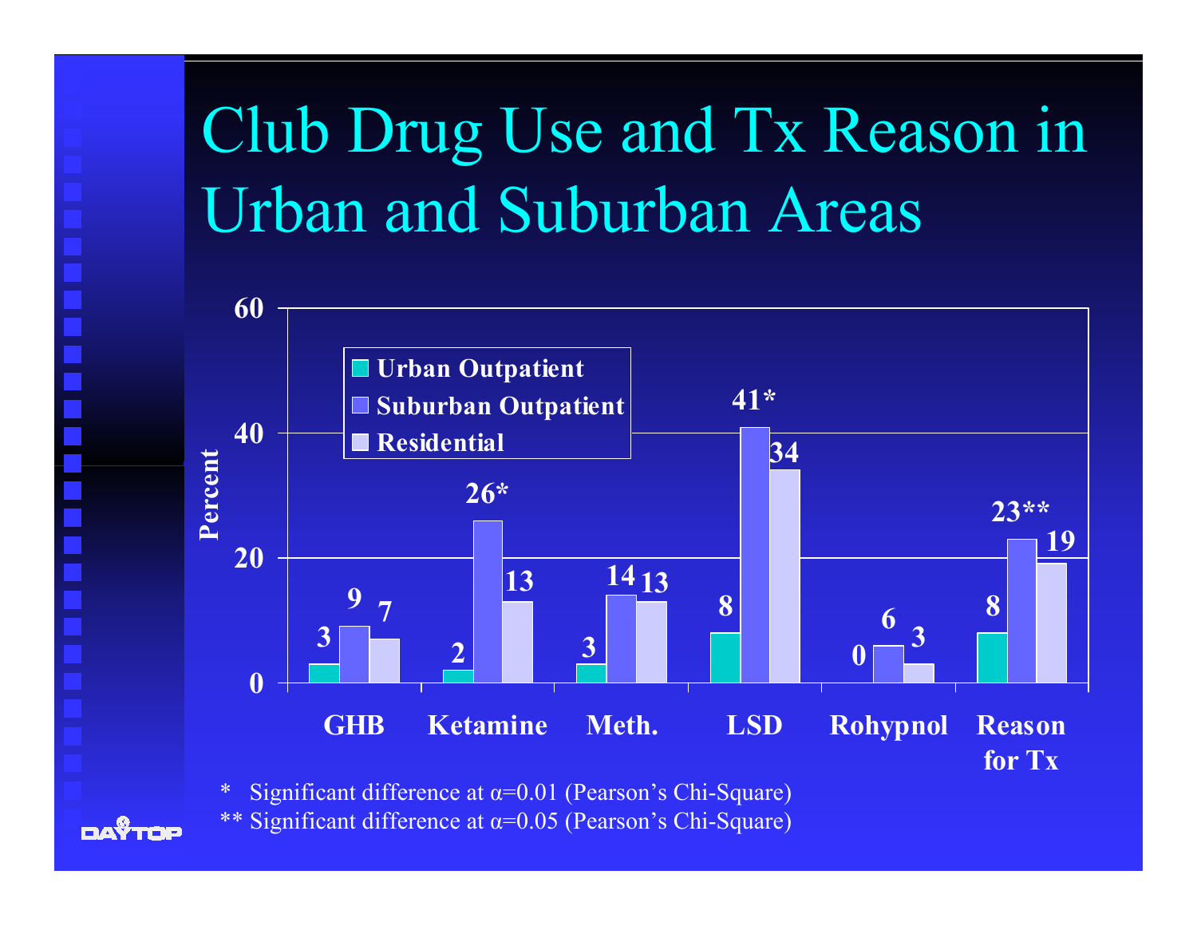# Club Drug Use and Tx Reason in Urban and Suburban Areas

Percent

60

40

20

0

Urban Outpatient

Suburban Outpatient

Residential

3 9 7

2 26* 13

3 14 13

8 41* 34

0 6 3

8 23** 19

GHB

Ketamine

Meth.

LSD

Rohypnol

Reason for Tx

\* Significant difference at α=0.01 (Pearson's Chi-Square)

\*\* Significant difference at α=0.05 (Pearson's Chi-Square)